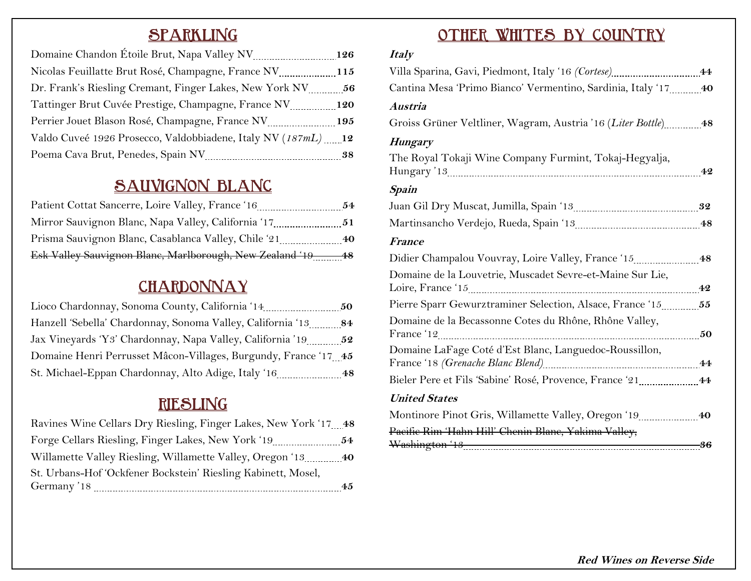## SPARKLING

Domaine Chandon Étoile Brut, Napa Valley NV ........ **126**

Nicolas Feuillatte Brut Rosé, Champagne, France NV ........ **115**

Dr. Frank's Riesling Cremant, Finger Lakes, New York NV ........ **56**

Tattinger Brut Cuvée Prestige, Champagne, France NV ........ **120**

Perrier Jouet Blason Rosé, Champagne, France NV ........ **195**

Valdo Cuveé 1926 Prosecco, Valdobbiadene, Italy NV (*187mL*) ........ **12**

Poema Cava Brut, Penedes, Spain NV ........ **38**

## SAUVIGNON BLANC

Patient Cottat Sancerre, Loire Valley, France '16 ........ **54**

Mirror Sauvignon Blanc, Napa Valley, California '17 ........ **51**

Prisma Sauvignon Blanc, Casablanca Valley, Chile '21 ........ **40**

~~Esk Valley Sauvignon Blanc, Marlborough, New Zealand '19 ........ **48**~~

## CHARDONNAY

Lioco Chardonnay, Sonoma County, California '14 ........ **50**

Hanzell 'Sebella' Chardonnay, Sonoma Valley, California '13 ........ **84**

Jax Vineyards 'Y3' Chardonnay, Napa Valley, California '19 ........ **52**

Domaine Henri Perrusset Mâcon-Villages, Burgundy, France '17 ........ **45**

St. Michael-Eppan Chardonnay, Alto Adige, Italy '16 ........ **48**

## RIESLING

Ravines Wine Cellars Dry Riesling, Finger Lakes, New York '17 ........ **48**

Forge Cellars Riesling, Finger Lakes, New York '19 ........ **54**

Willamette Valley Riesling, Willamette Valley, Oregon '13 ........ **40**

St. Urbans-Hof 'Ockfener Bockstein' Riesling Kabinett, Mosel, Germany '18 ........ **45**

## OTHER WHITES BY COUNTRY

***Italy***

Villa Sparina, Gavi, Piedmont, Italy '16 *(Cortese)* ........ **44**

Cantina Mesa 'Primo Bianco' Vermentino, Sardinia, Italy '17 ........ **40**

***Austria***

Groiss Grüner Veltliner, Wagram, Austria '16 (*Liter Bottle*) ........ **48**

***Hungary***

The Royal Tokaji Wine Company Furmint, Tokaj-Hegyalja, Hungary '13 ........ **42**

***Spain***

Juan Gil Dry Muscat, Jumilla, Spain '13 ........ **32**

Martinsancho Verdejo, Rueda, Spain '13 ........ **48**

***France***

Didier Champalou Vouvray, Loire Valley, France '15 ........ **48**

Domaine de la Louvetrie, Muscadet Sevre-et-Maine Sur Lie, Loire, France '15 ........ **42**

Pierre Sparr Gewurztraminer Selection, Alsace, France '15 ........ **55**

Domaine de la Becassonne Cotes du Rhône, Rhône Valley, France '12 ........ **50**

Domaine LaFage Coté d'Est Blanc, Languedoc-Roussillon, France '18 *(Grenache Blanc Blend)* ........ **44**

Bieler Pere et Fils 'Sabine' Rosé, Provence, France '21 ........ **44**

***United States***

Montinore Pinot Gris, Willamette Valley, Oregon '19 ........ **40**

~~Pacific Rim 'Hahn Hill' Chenin Blanc, Yakima Valley, Washington '13 ........ **36**~~

***Red Wines on Reverse Side***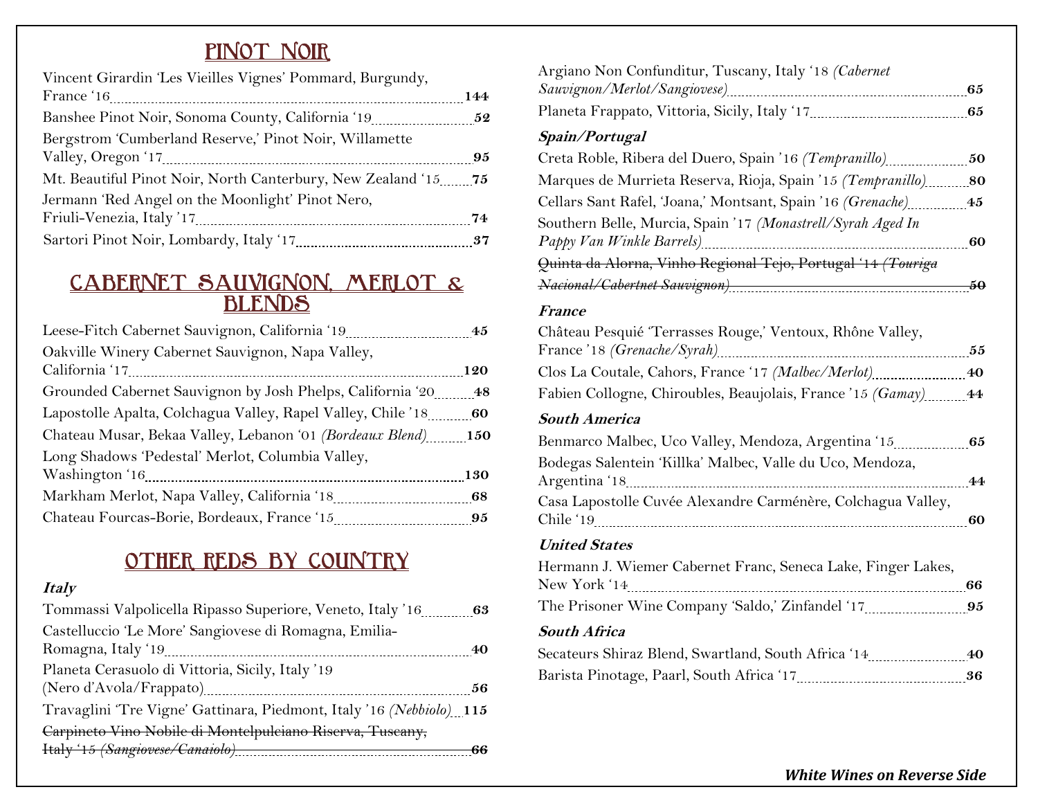## PINOT NOIR

Vincent Girardin 'Les Vieilles Vignes' Pommard, Burgundy, France '16 ........ 144

Banshee Pinot Noir, Sonoma County, California '19 ........ 52

Bergstrom 'Cumberland Reserve,' Pinot Noir, Willamette Valley, Oregon '17 ........ 95

Mt. Beautiful Pinot Noir, North Canterbury, New Zealand '15 ........ 75

Jermann 'Red Angel on the Moonlight' Pinot Nero, Friuli-Venezia, Italy '17 ........ 74

Sartori Pinot Noir, Lombardy, Italy '17 ........ 37

## CABERNET SAUVIGNON, MERLOT & BLENDS

Leese-Fitch Cabernet Sauvignon, California '19 ........ 45

Oakville Winery Cabernet Sauvignon, Napa Valley, California '17 ........ 120

Grounded Cabernet Sauvignon by Josh Phelps, California '20 ........ 48

Lapostolle Apalta, Colchagua Valley, Rapel Valley, Chile '18 ........ 60

Chateau Musar, Bekaa Valley, Lebanon '01 *(Bordeaux Blend)* ........ 150

Long Shadows 'Pedestal' Merlot, Columbia Valley, Washington '16 ........ 130

Markham Merlot, Napa Valley, California '18 ........ 68

Chateau Fourcas-Borie, Bordeaux, France '15 ........ 95

## OTHER REDS BY COUNTRY

### *Italy*

Tommassi Valpolicella Ripasso Superiore, Veneto, Italy '16 ........ 63

Castelluccio 'Le More' Sangiovese di Romagna, Emilia-Romagna, Italy '19 ........ 40

Planeta Cerasuolo di Vittoria, Sicily, Italy '19 (Nero d'Avola/Frappato) ........ 56

Travaglini 'Tre Vigne' Gattinara, Piedmont, Italy '16 *(Nebbiolo)* ........ 115

~~Carpineto Vino Nobile di Montelpulciano Riserva, Tuscany, Italy '15 *(Sangiovese/Canaiolo)* ........ 66~~

Argiano Non Confunditur, Tuscany, Italy '18 *(Cabernet Sauvignon/Merlot/Sangiovese)* ........ 65

Planeta Frappato, Vittoria, Sicily, Italy '17 ........ 65

### *Spain/Portugal*

Creta Roble, Ribera del Duero, Spain '16 *(Tempranillo)* ........ 50

Marques de Murrieta Reserva, Rioja, Spain '15 *(Tempranillo)* ........ 80

Cellars Sant Rafel, 'Joana,' Montsant, Spain '16 *(Grenache)* ........ 45

Southern Belle, Murcia, Spain '17 *(Monastrell/Syrah Aged In Pappy Van Winkle Barrels)* ........ 60

~~Quinta da Alorna, Vinho Regional Tejo, Portugal '14 *(Touriga Nacional/Cabertnet Sauvignon)* ........ 50~~

### *France*

Château Pesquié 'Terrasses Rouge,' Ventoux, Rhône Valley, France '18 *(Grenache/Syrah)* ........ 55

Clos La Coutale, Cahors, France '17 *(Malbec/Merlot)* ........ 40

Fabien Collogne, Chiroubles, Beaujolais, France '15 *(Gamay)* ........ 44

### *South America*

Benmarco Malbec, Uco Valley, Mendoza, Argentina '15 ........ 65

Bodegas Salentein 'Killka' Malbec, Valle du Uco, Mendoza, Argentina '18 ........ 44

Casa Lapostolle Cuvée Alexandre Carménère, Colchagua Valley, Chile '19 ........ 60

### *United States*

Hermann J. Wiemer Cabernet Franc, Seneca Lake, Finger Lakes, New York '14 ........ 66

The Prisoner Wine Company 'Saldo,' Zinfandel '17 ........ 95

### *South Africa*

Secateurs Shiraz Blend, Swartland, South Africa '14 ........ 40

Barista Pinotage, Paarl, South Africa '17 ........ 36

***White Wines on Reverse Side***